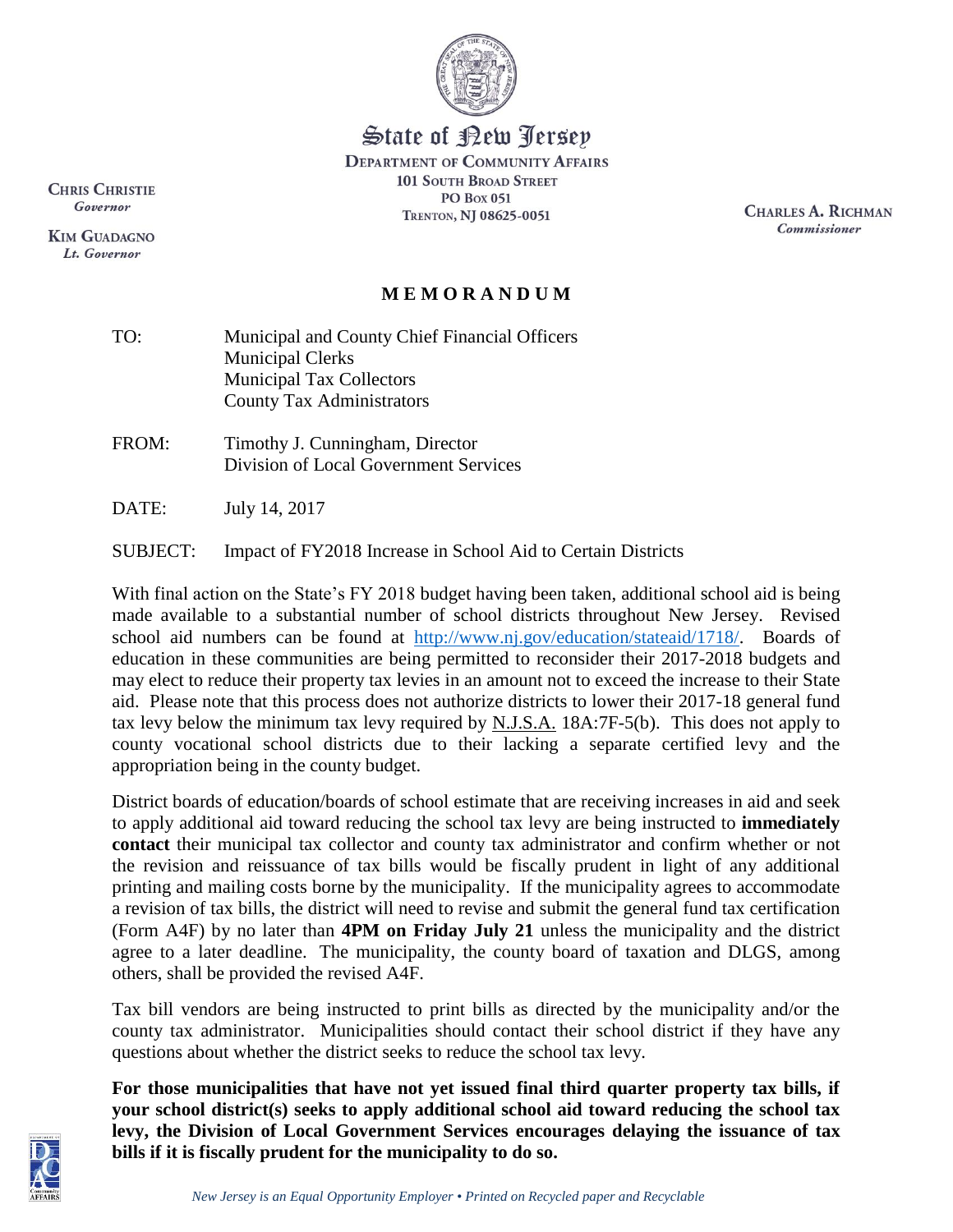State of New Jersey
**DEPARTMENT OF COMMUNITY AFFAIRS**
**101 SOUTH BROAD STREET**
**PO BOX 051**
**TRENTON, NJ 08625-0051**

**CHRIS CHRISTIE**
*Governor*

**KIM GUADAGNO**
*Lt. Governor*

**CHARLES A. RICHMAN**
*Commissioner*

# MEMORANDUM

TO: Municipal and County Chief Financial Officers
Municipal Clerks
Municipal Tax Collectors
County Tax Administrators

FROM: Timothy J. Cunningham, Director
Division of Local Government Services

DATE: July 14, 2017

SUBJECT: Impact of FY2018 Increase in School Aid to Certain Districts

With final action on the State's FY 2018 budget having been taken, additional school aid is being made available to a substantial number of school districts throughout New Jersey. Revised school aid numbers can be found at http://www.nj.gov/education/stateaid/1718/. Boards of education in these communities are being permitted to reconsider their 2017-2018 budgets and may elect to reduce their property tax levies in an amount not to exceed the increase to their State aid. Please note that this process does not authorize districts to lower their 2017-18 general fund tax levy below the minimum tax levy required by N.J.S.A. 18A:7F-5(b). This does not apply to county vocational school districts due to their lacking a separate certified levy and the appropriation being in the county budget.

District boards of education/boards of school estimate that are receiving increases in aid and seek to apply additional aid toward reducing the school tax levy are being instructed to **immediately contact** their municipal tax collector and county tax administrator and confirm whether or not the revision and reissuance of tax bills would be fiscally prudent in light of any additional printing and mailing costs borne by the municipality. If the municipality agrees to accommodate a revision of tax bills, the district will need to revise and submit the general fund tax certification (Form A4F) by no later than **4PM on Friday July 21** unless the municipality and the district agree to a later deadline. The municipality, the county board of taxation and DLGS, among others, shall be provided the revised A4F.

Tax bill vendors are being instructed to print bills as directed by the municipality and/or the county tax administrator. Municipalities should contact their school district if they have any questions about whether the district seeks to reduce the school tax levy.

**For those municipalities that have not yet issued final third quarter property tax bills, if your school district(s) seeks to apply additional school aid toward reducing the school tax levy, the Division of Local Government Services encourages delaying the issuance of tax bills if it is fiscally prudent for the municipality to do so.**

*New Jersey is an Equal Opportunity Employer • Printed on Recycled paper and Recyclable*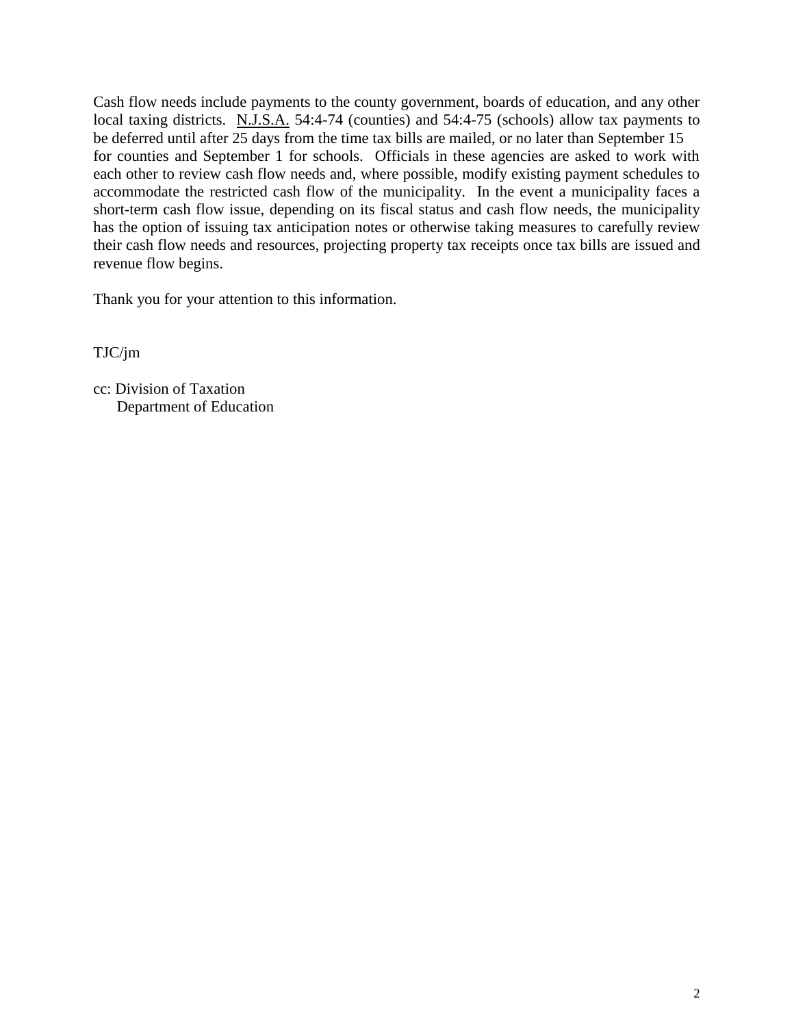Cash flow needs include payments to the county government, boards of education, and any other local taxing districts. N.J.S.A. 54:4-74 (counties) and 54:4-75 (schools) allow tax payments to be deferred until after 25 days from the time tax bills are mailed, or no later than September 15 for counties and September 1 for schools. Officials in these agencies are asked to work with each other to review cash flow needs and, where possible, modify existing payment schedules to accommodate the restricted cash flow of the municipality. In the event a municipality faces a short-term cash flow issue, depending on its fiscal status and cash flow needs, the municipality has the option of issuing tax anticipation notes or otherwise taking measures to carefully review their cash flow needs and resources, projecting property tax receipts once tax bills are issued and revenue flow begins.

Thank you for your attention to this information.

TJC/jm

cc: Division of Taxation
 Department of Education